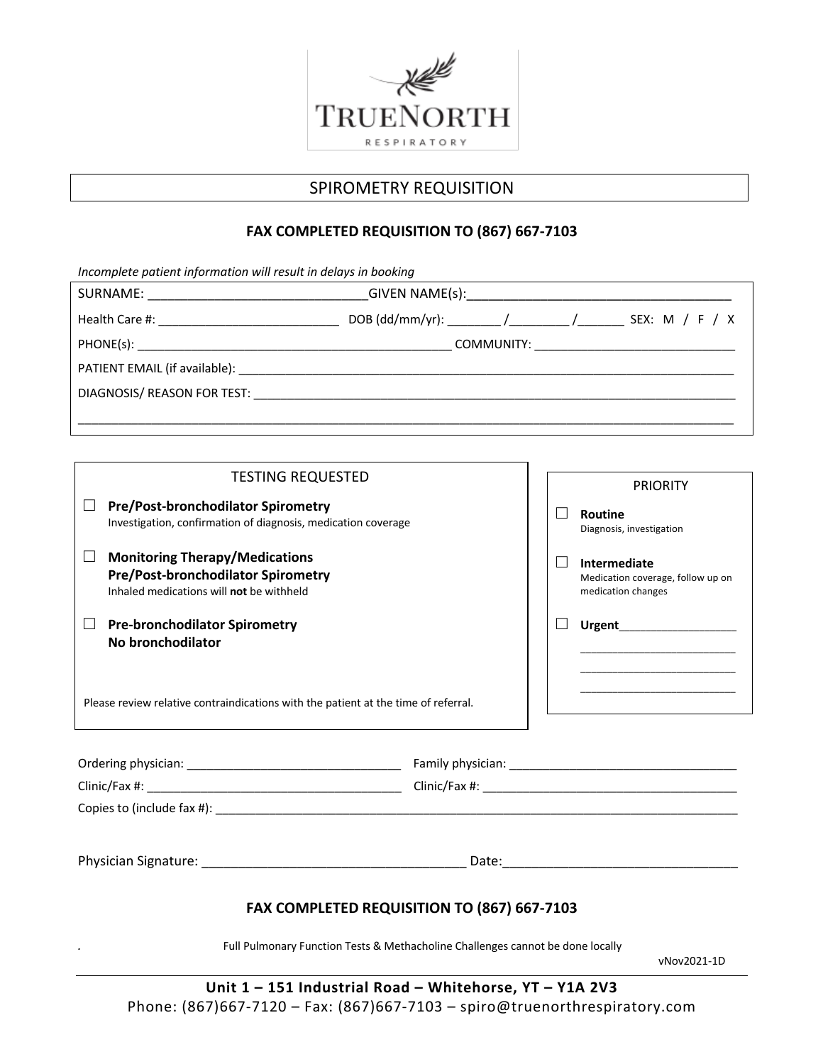TRUENORTH
RESPIRATORY

# SPIROMETRY REQUISITION

**FAX COMPLETED REQUISITION TO (867) 667-7103**

*Incomplete patient information will result in delays in booking*

SURNAME: ______________________________GIVEN NAME(s):____________________________________

Health Care #: _________________________ DOB (dd/mm/yr): ________ /_________ /_______ SEX: M / F / X

PHONE(s): ______________________________________________ COMMUNITY: _____________________________

PATIENT EMAIL (if available): _________________________________________________________________________

DIAGNOSIS/ REASON FOR TEST: _______________________________________________________________________

____________________________________________________________________________________________________

## TESTING REQUESTED

☐ **Pre/Post-bronchodilator Spirometry**
Investigation, confirmation of diagnosis, medication coverage

☐ **Monitoring Therapy/Medications**
**Pre/Post-bronchodilator Spirometry**
Inhaled medications will **not** be withheld

☐ **Pre-bronchodilator Spirometry**
**No bronchodilator**

Please review relative contraindications with the patient at the time of referral.

## PRIORITY

☐ **Routine**
Diagnosis, investigation

☐ **Intermediate**
Medication coverage, follow up on medication changes

☐ **Urgent**_________________
_________________________
_________________________
_________________________

Ordering physician: _______________________________ Family physician: _________________________________

Clinic/Fax #: _____________________________________ Clinic/Fax #: _____________________________________

Copies to (include fax #): _____________________________________________________________________________

Physician Signature: ____________________________________ Date:________________________________

**FAX COMPLETED REQUISITION TO (867) 667-7103**

Full Pulmonary Function Tests & Methacholine Challenges cannot be done locally

vNov2021-1D

**Unit 1 – 151 Industrial Road – Whitehorse, YT – Y1A 2V3**
Phone: (867)667-7120 – Fax: (867)667-7103 – spiro@truenorthrespiratory.com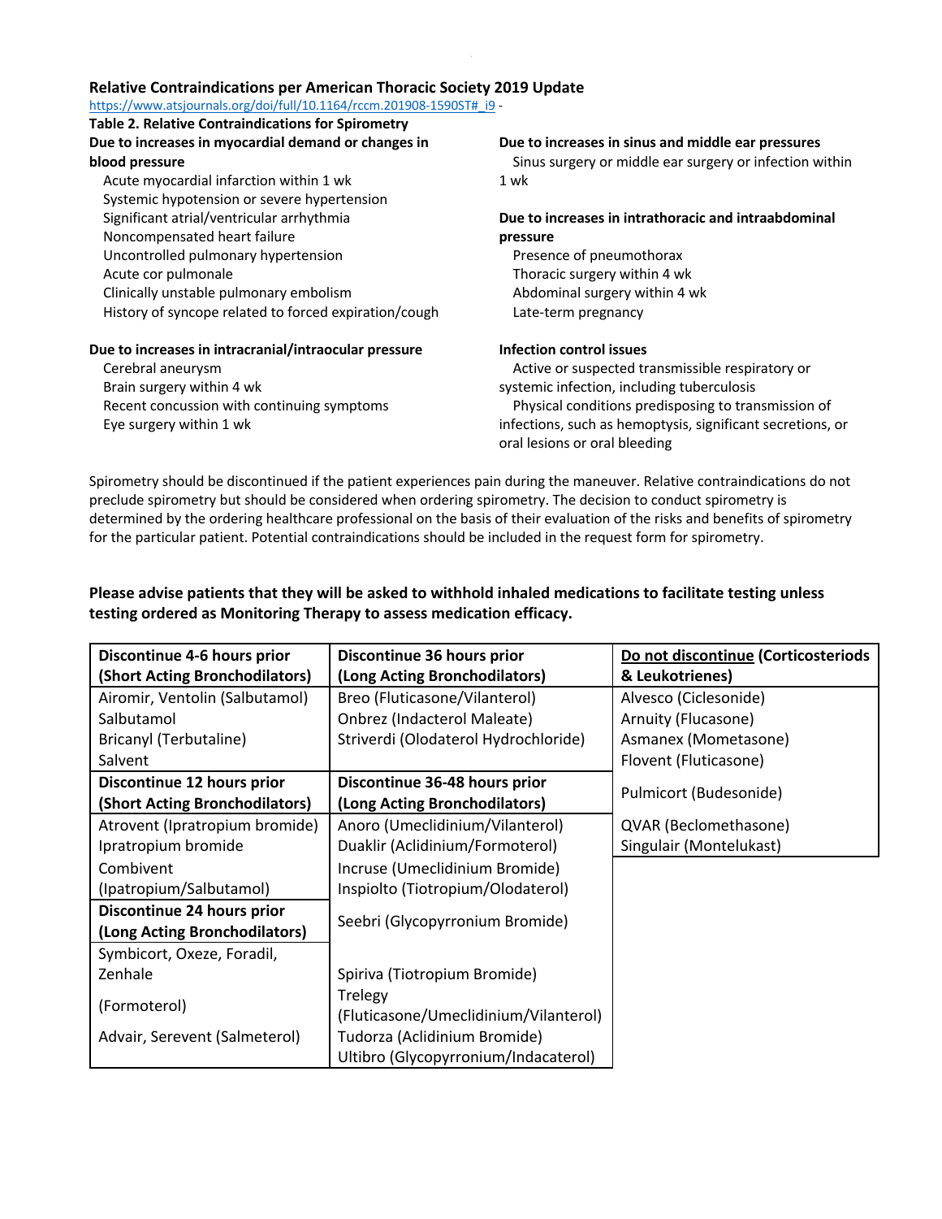**Relative Contraindications per American Thoracic Society 2019 Update**

https://www.atsjournals.org/doi/full/10.1164/rccm.201908-1590ST#_i9 -

**Table 2. Relative Contraindications for Spirometry**

**Due to increases in myocardial demand or changes in blood pressure**

- Acute myocardial infarction within 1 wk
- Systemic hypotension or severe hypertension
- Significant atrial/ventricular arrhythmia
- Noncompensated heart failure
- Uncontrolled pulmonary hypertension
- Acute cor pulmonale
- Clinically unstable pulmonary embolism
- History of syncope related to forced expiration/cough

**Due to increases in intracranial/intraocular pressure**

- Cerebral aneurysm
- Brain surgery within 4 wk
- Recent concussion with continuing symptoms
- Eye surgery within 1 wk

**Due to increases in sinus and middle ear pressures**

- Sinus surgery or middle ear surgery or infection within 1 wk

**Due to increases in intrathoracic and intraabdominal pressure**

- Presence of pneumothorax
- Thoracic surgery within 4 wk
- Abdominal surgery within 4 wk
- Late-term pregnancy

**Infection control issues**

- Active or suspected transmissible respiratory or systemic infection, including tuberculosis
- Physical conditions predisposing to transmission of infections, such as hemoptysis, significant secretions, or oral lesions or oral bleeding

Spirometry should be discontinued if the patient experiences pain during the maneuver. Relative contraindications do not preclude spirometry but should be considered when ordering spirometry. The decision to conduct spirometry is determined by the ordering healthcare professional on the basis of their evaluation of the risks and benefits of spirometry for the particular patient. Potential contraindications should be included in the request form for spirometry.

**Please advise patients that they will be asked to withhold inhaled medications to facilitate testing unless testing ordered as Monitoring Therapy to assess medication efficacy.**

| **Discontinue 4-6 hours prior (Short Acting Bronchodilators)** | **Discontinue 36 hours prior (Long Acting Bronchodilators)** | **Do not discontinue (Corticosteriods & Leukotrienes)** |
|---|---|---|
| Airomir, Ventolin (Salbutamol)<br>Salbutamol<br>Bricanyl (Terbutaline)<br>Salvent | Breo (Fluticasone/Vilanterol)<br>Onbrez (Indacterol Maleate)<br>Striverdi (Olodaterol Hydrochloride) | Alvesco (Ciclesonide)<br>Arnuity (Flucasone)<br>Asmanex (Mometasone)<br>Flovent (Fluticasone) |
| **Discontinue 12 hours prior (Short Acting Bronchodilators)** | **Discontinue 36-48 hours prior (Long Acting Bronchodilators)** | Pulmicort (Budesonide) |
| Atrovent (Ipratropium bromide)<br>Ipratropium bromide<br>Combivent (Ipatropium/Salbutamol) | Anoro (Umeclidinium/Vilanterol)<br>Duaklir (Aclidinium/Formoterol)<br>Incruse (Umeclidinium Bromide)<br>Inspiolto (Tiotropium/Olodaterol)<br>Seebri (Glycopyrronium Bromide)<br>Spiriva (Tiotropium Bromide)<br>Trelegy (Fluticasone/Umeclidinium/Vilanterol)<br>Tudorza (Aclidinium Bromide)<br>Ultibro (Glycopyrronium/Indacaterol) | QVAR (Beclomethasone)<br>Singulair (Montelukast) |
| **Discontinue 24 hours prior (Long Acting Bronchodilators)** | | |
| Symbicort, Oxeze, Foradil, Zenhale<br>(Formoterol)<br>Advair, Serevent (Salmeterol) | | |